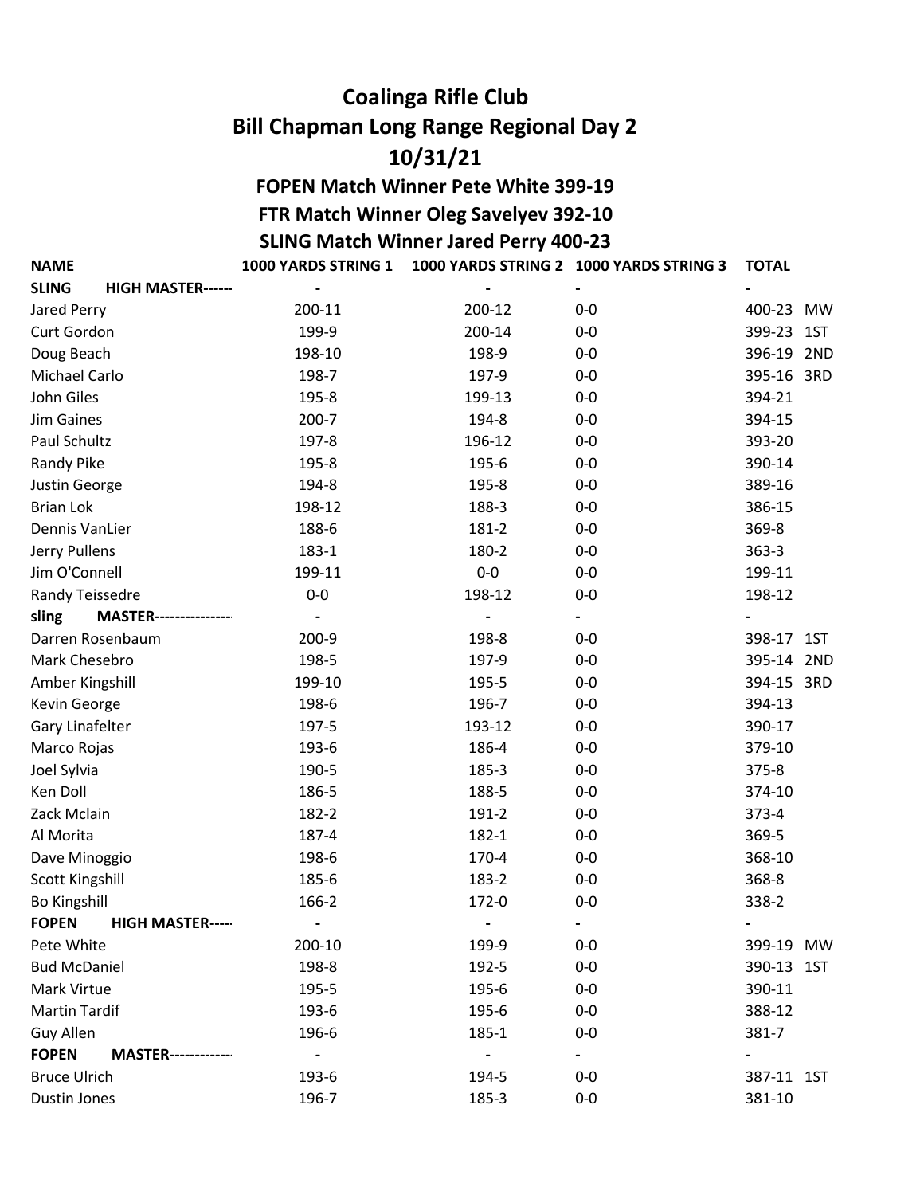# Coalinga Rifle Club

## Bill Chapman Long Range Regional Day 2

## 10/31/21

### FOPEN Match Winner Pete White 399-19

### FTR Match Winner Oleg Savelyev 392-10

### SLING Match Winner Jared Perry 400-23

| NAME | 1000 YARDS STRING 1 | 1000 YARDS STRING 2 | 1000 YARDS STRING 3 | TOTAL | |
|---|---|---|---|---|---|
| **SLING HIGH MASTER------** | - | - | - | - | |
| Jared Perry | 200-11 | 200-12 | 0-0 | 400-23 | MW |
| Curt Gordon | 199-9 | 200-14 | 0-0 | 399-23 | 1ST |
| Doug Beach | 198-10 | 198-9 | 0-0 | 396-19 | 2ND |
| Michael Carlo | 198-7 | 197-9 | 0-0 | 395-16 | 3RD |
| John Giles | 195-8 | 199-13 | 0-0 | 394-21 | |
| Jim Gaines | 200-7 | 194-8 | 0-0 | 394-15 | |
| Paul Schultz | 197-8 | 196-12 | 0-0 | 393-20 | |
| Randy Pike | 195-8 | 195-6 | 0-0 | 390-14 | |
| Justin George | 194-8 | 195-8 | 0-0 | 389-16 | |
| Brian Lok | 198-12 | 188-3 | 0-0 | 386-15 | |
| Dennis VanLier | 188-6 | 181-2 | 0-0 | 369-8 | |
| Jerry Pullens | 183-1 | 180-2 | 0-0 | 363-3 | |
| Jim O'Connell | 199-11 | 0-0 | 0-0 | 199-11 | |
| Randy Teissedre | 0-0 | 198-12 | 0-0 | 198-12 | |
| **sling MASTER---------------** | - | - | - | - | |
| Darren Rosenbaum | 200-9 | 198-8 | 0-0 | 398-17 | 1ST |
| Mark Chesebro | 198-5 | 197-9 | 0-0 | 395-14 | 2ND |
| Amber Kingshill | 199-10 | 195-5 | 0-0 | 394-15 | 3RD |
| Kevin George | 198-6 | 196-7 | 0-0 | 394-13 | |
| Gary Linafelter | 197-5 | 193-12 | 0-0 | 390-17 | |
| Marco Rojas | 193-6 | 186-4 | 0-0 | 379-10 | |
| Joel Sylvia | 190-5 | 185-3 | 0-0 | 375-8 | |
| Ken Doll | 186-5 | 188-5 | 0-0 | 374-10 | |
| Zack Mclain | 182-2 | 191-2 | 0-0 | 373-4 | |
| Al Morita | 187-4 | 182-1 | 0-0 | 369-5 | |
| Dave Minoggio | 198-6 | 170-4 | 0-0 | 368-10 | |
| Scott Kingshill | 185-6 | 183-2 | 0-0 | 368-8 | |
| Bo Kingshill | 166-2 | 172-0 | 0-0 | 338-2 | |
| **FOPEN HIGH MASTER-----** | - | - | - | - | |
| Pete White | 200-10 | 199-9 | 0-0 | 399-19 | MW |
| Bud McDaniel | 198-8 | 192-5 | 0-0 | 390-13 | 1ST |
| Mark Virtue | 195-5 | 195-6 | 0-0 | 390-11 | |
| Martin Tardif | 193-6 | 195-6 | 0-0 | 388-12 | |
| Guy Allen | 196-6 | 185-1 | 0-0 | 381-7 | |
| **FOPEN MASTER------------** | - | - | - | - | |
| Bruce Ulrich | 193-6 | 194-5 | 0-0 | 387-11 | 1ST |
| Dustin Jones | 196-7 | 185-3 | 0-0 | 381-10 | |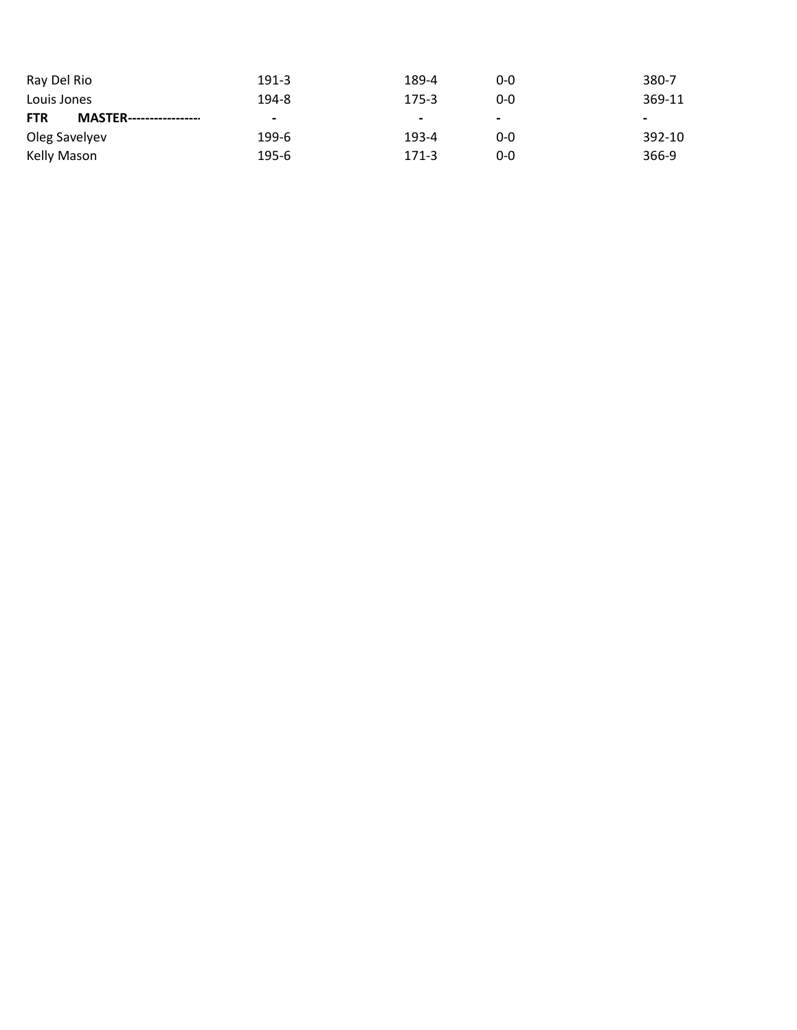| | | | | |
|---|---|---|---|---|
| Ray Del Rio | 191-3 | 189-4 | 0-0 | 380-7 |
| Louis Jones | 194-8 | 175-3 | 0-0 | 369-11 |
| **FTR MASTER-----------------** | - | - | - | - |
| Oleg Savelyev | 199-6 | 193-4 | 0-0 | 392-10 |
| Kelly Mason | 195-6 | 171-3 | 0-0 | 366-9 |